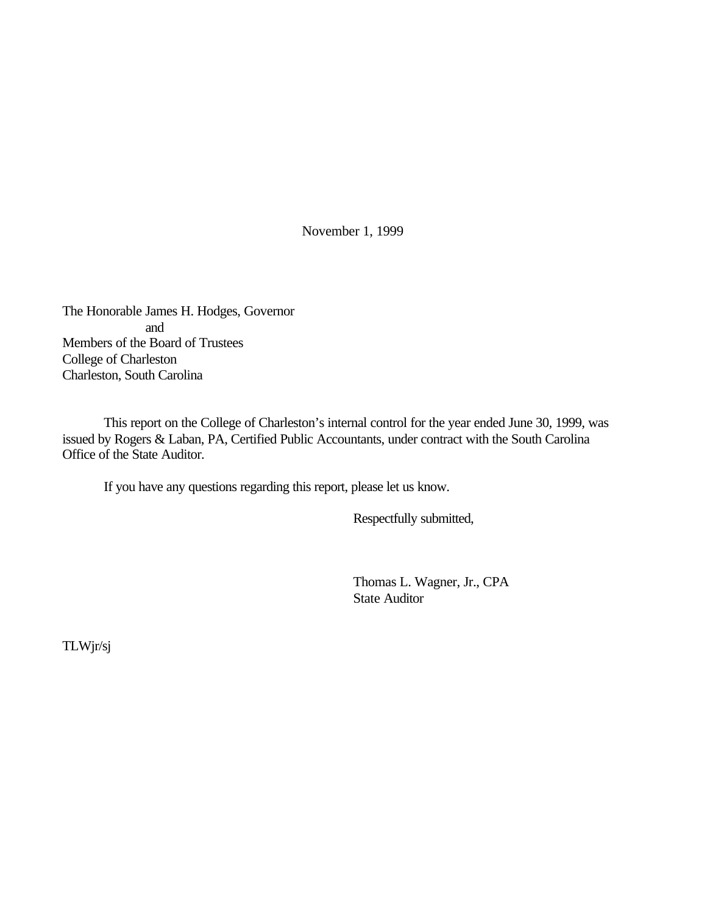November 1, 1999

The Honorable James H. Hodges, Governor
and
Members of the Board of Trustees
College of Charleston
Charleston, South Carolina

This report on the College of Charleston's internal control for the year ended June 30, 1999, was issued by Rogers & Laban, PA, Certified Public Accountants, under contract with the South Carolina Office of the State Auditor.

If you have any questions regarding this report, please let us know.

Respectfully submitted,

Thomas L. Wagner, Jr., CPA
State Auditor

TLWjr/sj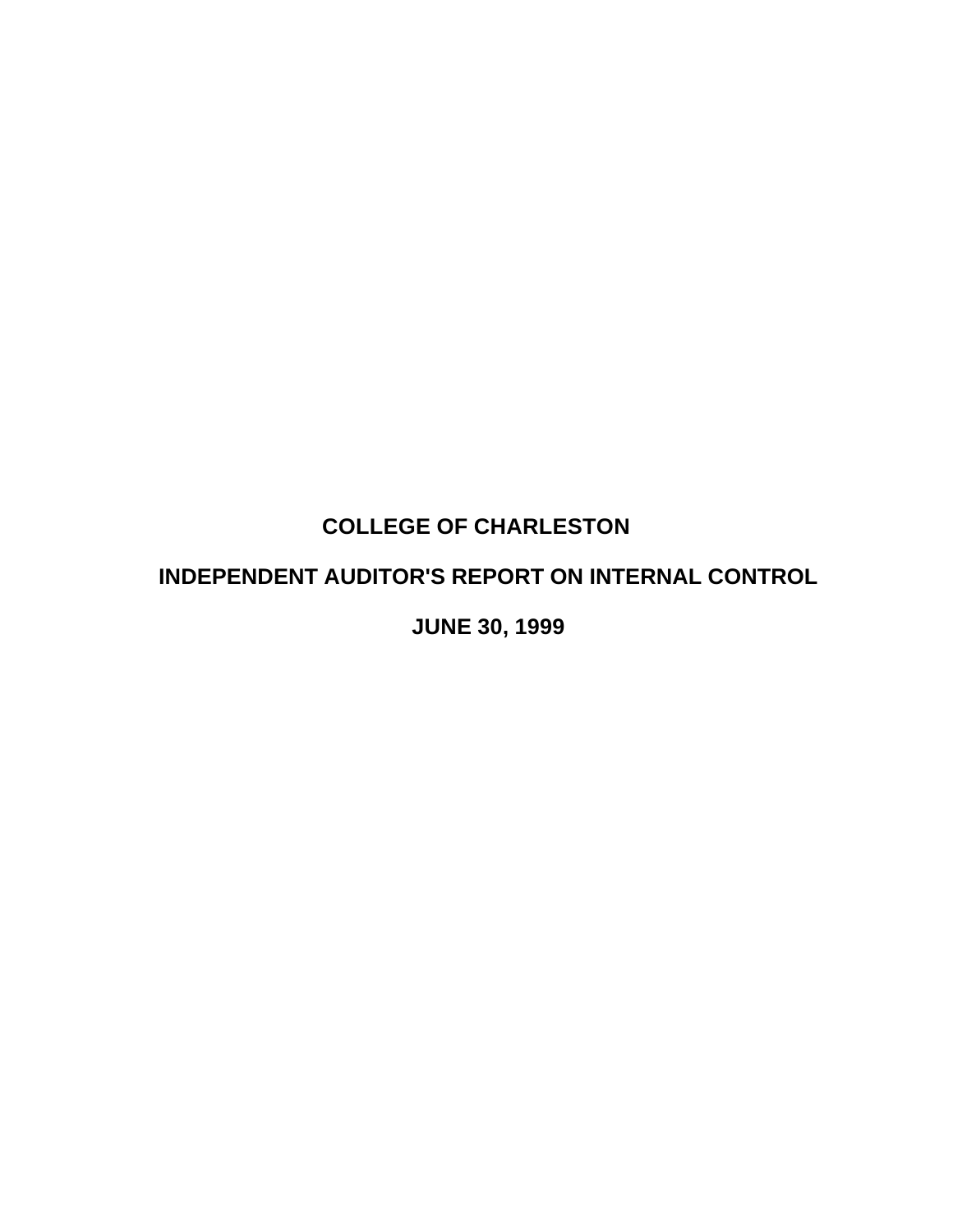# COLLEGE OF CHARLESTON

## INDEPENDENT AUDITOR'S REPORT ON INTERNAL CONTROL

## JUNE 30, 1999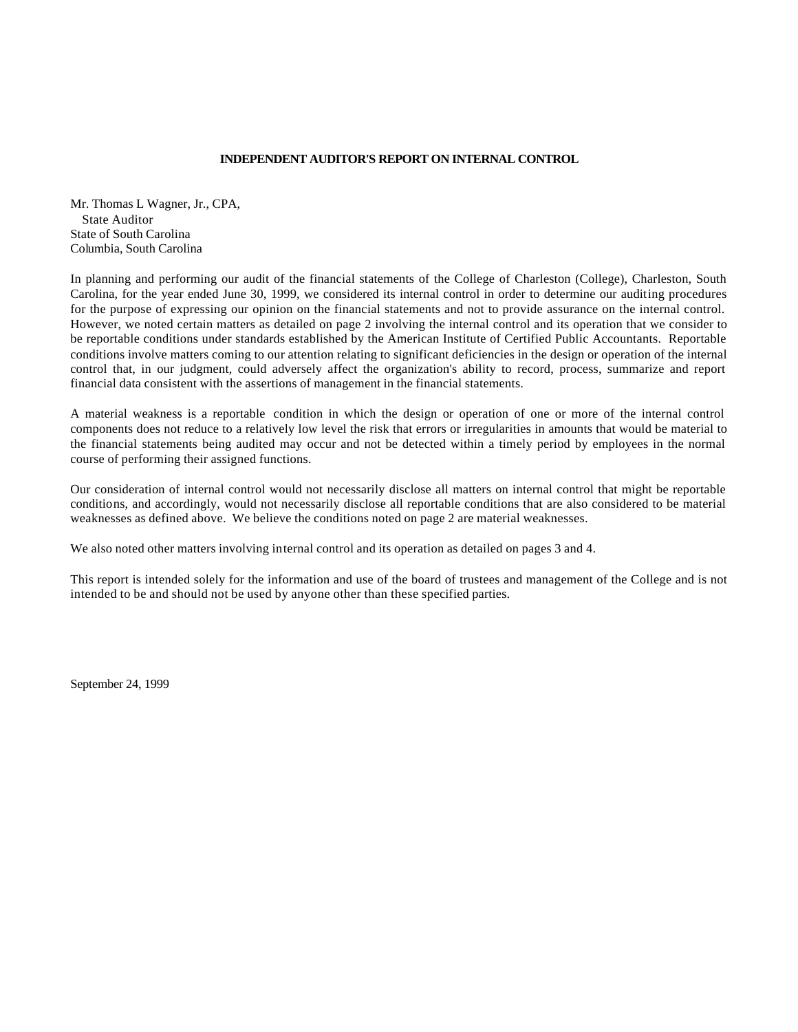**INDEPENDENT AUDITOR'S REPORT ON INTERNAL CONTROL**

Mr. Thomas L Wagner, Jr., CPA,
State Auditor
State of South Carolina
Columbia, South Carolina

In planning and performing our audit of the financial statements of the College of Charleston (College), Charleston, South Carolina, for the year ended June 30, 1999, we considered its internal control in order to determine our auditing procedures for the purpose of expressing our opinion on the financial statements and not to provide assurance on the internal control. However, we noted certain matters as detailed on page 2 involving the internal control and its operation that we consider to be reportable conditions under standards established by the American Institute of Certified Public Accountants. Reportable conditions involve matters coming to our attention relating to significant deficiencies in the design or operation of the internal control that, in our judgment, could adversely affect the organization's ability to record, process, summarize and report financial data consistent with the assertions of management in the financial statements.

A material weakness is a reportable condition in which the design or operation of one or more of the internal control components does not reduce to a relatively low level the risk that errors or irregularities in amounts that would be material to the financial statements being audited may occur and not be detected within a timely period by employees in the normal course of performing their assigned functions.

Our consideration of internal control would not necessarily disclose all matters on internal control that might be reportable conditions, and accordingly, would not necessarily disclose all reportable conditions that are also considered to be material weaknesses as defined above. We believe the conditions noted on page 2 are material weaknesses.

We also noted other matters involving internal control and its operation as detailed on pages 3 and 4.

This report is intended solely for the information and use of the board of trustees and management of the College and is not intended to be and should not be used by anyone other than these specified parties.

September 24, 1999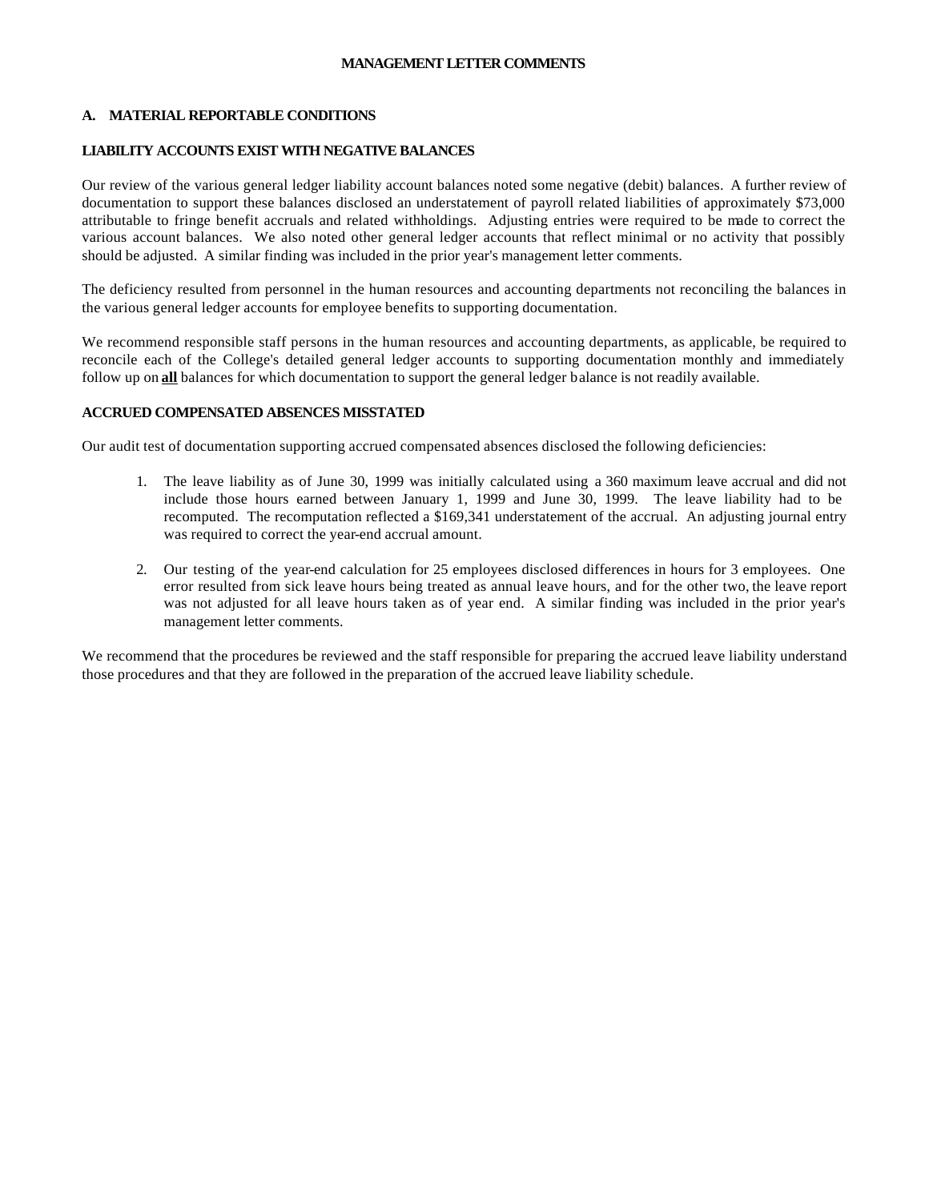# MANAGEMENT LETTER COMMENTS

## A. MATERIAL REPORTABLE CONDITIONS

### LIABILITY ACCOUNTS EXIST WITH NEGATIVE BALANCES

Our review of the various general ledger liability account balances noted some negative (debit) balances. A further review of documentation to support these balances disclosed an understatement of payroll related liabilities of approximately $73,000 attributable to fringe benefit accruals and related withholdings. Adjusting entries were required to be made to correct the various account balances. We also noted other general ledger accounts that reflect minimal or no activity that possibly should be adjusted. A similar finding was included in the prior year's management letter comments.

The deficiency resulted from personnel in the human resources and accounting departments not reconciling the balances in the various general ledger accounts for employee benefits to supporting documentation.

We recommend responsible staff persons in the human resources and accounting departments, as applicable, be required to reconcile each of the College's detailed general ledger accounts to supporting documentation monthly and immediately follow up on <u>**all**</u> balances for which documentation to support the general ledger balance is not readily available.

### ACCRUED COMPENSATED ABSENCES MISSTATED

Our audit test of documentation supporting accrued compensated absences disclosed the following deficiencies:

1. The leave liability as of June 30, 1999 was initially calculated using a 360 maximum leave accrual and did not include those hours earned between January 1, 1999 and June 30, 1999. The leave liability had to be recomputed. The recomputation reflected a $169,341 understatement of the accrual. An adjusting journal entry was required to correct the year-end accrual amount.

2. Our testing of the year-end calculation for 25 employees disclosed differences in hours for 3 employees. One error resulted from sick leave hours being treated as annual leave hours, and for the other two, the leave report was not adjusted for all leave hours taken as of year end. A similar finding was included in the prior year's management letter comments.

We recommend that the procedures be reviewed and the staff responsible for preparing the accrued leave liability understand those procedures and that they are followed in the preparation of the accrued leave liability schedule.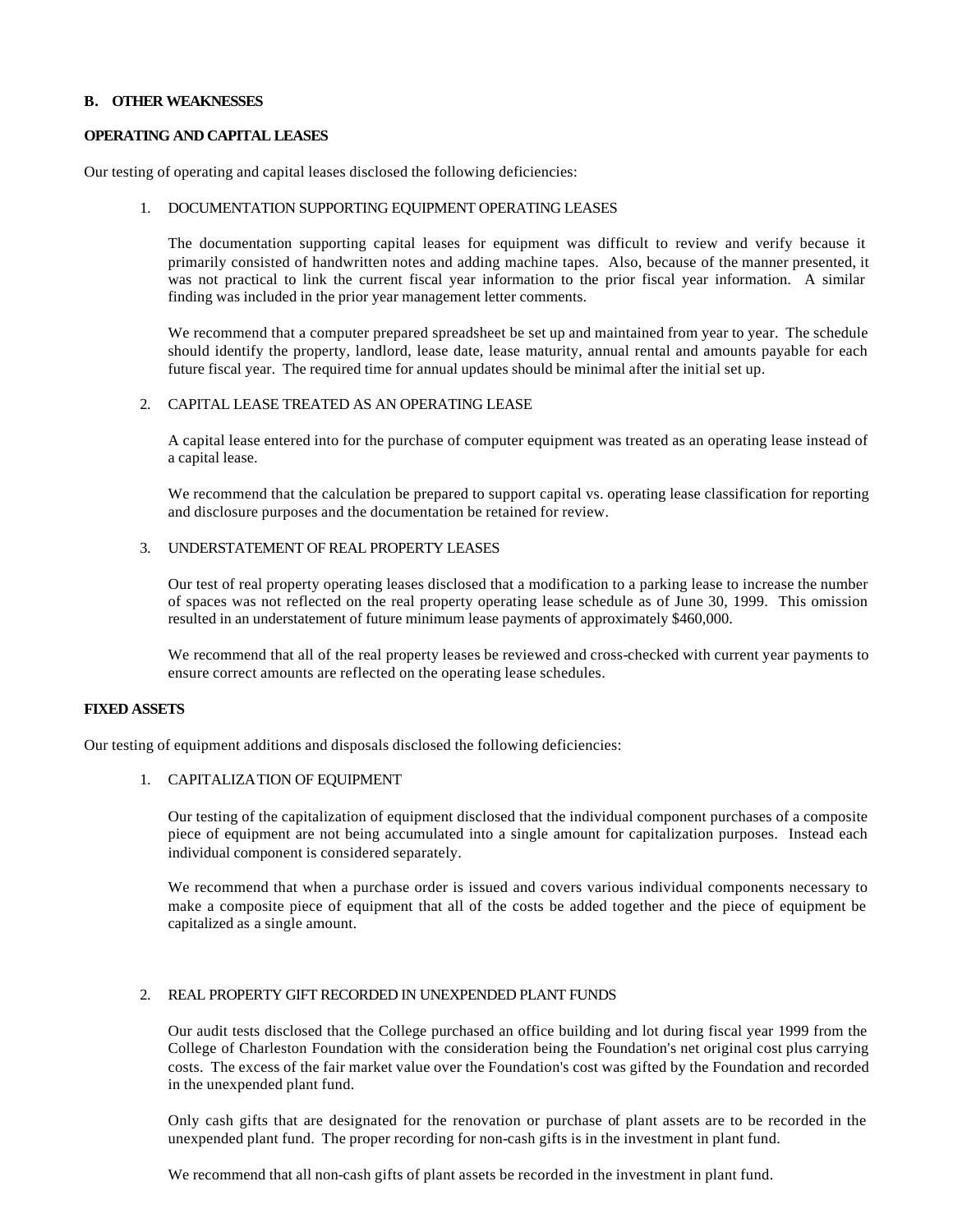## B. OTHER WEAKNESSES

### OPERATING AND CAPITAL LEASES

Our testing of operating and capital leases disclosed the following deficiencies:

1. DOCUMENTATION SUPPORTING EQUIPMENT OPERATING LEASES

   The documentation supporting capital leases for equipment was difficult to review and verify because it primarily consisted of handwritten notes and adding machine tapes. Also, because of the manner presented, it was not practical to link the current fiscal year information to the prior fiscal year information. A similar finding was included in the prior year management letter comments.

   We recommend that a computer prepared spreadsheet be set up and maintained from year to year. The schedule should identify the property, landlord, lease date, lease maturity, annual rental and amounts payable for each future fiscal year. The required time for annual updates should be minimal after the initial set up.

2. CAPITAL LEASE TREATED AS AN OPERATING LEASE

   A capital lease entered into for the purchase of computer equipment was treated as an operating lease instead of a capital lease.

   We recommend that the calculation be prepared to support capital vs. operating lease classification for reporting and disclosure purposes and the documentation be retained for review.

3. UNDERSTATEMENT OF REAL PROPERTY LEASES

   Our test of real property operating leases disclosed that a modification to a parking lease to increase the number of spaces was not reflected on the real property operating lease schedule as of June 30, 1999. This omission resulted in an understatement of future minimum lease payments of approximately $460,000.

   We recommend that all of the real property leases be reviewed and cross-checked with current year payments to ensure correct amounts are reflected on the operating lease schedules.

### FIXED ASSETS

Our testing of equipment additions and disposals disclosed the following deficiencies:

1. CAPITALIZATION OF EQUIPMENT

   Our testing of the capitalization of equipment disclosed that the individual component purchases of a composite piece of equipment are not being accumulated into a single amount for capitalization purposes. Instead each individual component is considered separately.

   We recommend that when a purchase order is issued and covers various individual components necessary to make a composite piece of equipment that all of the costs be added together and the piece of equipment be capitalized as a single amount.

2. REAL PROPERTY GIFT RECORDED IN UNEXPENDED PLANT FUNDS

   Our audit tests disclosed that the College purchased an office building and lot during fiscal year 1999 from the College of Charleston Foundation with the consideration being the Foundation's net original cost plus carrying costs. The excess of the fair market value over the Foundation's cost was gifted by the Foundation and recorded in the unexpended plant fund.

   Only cash gifts that are designated for the renovation or purchase of plant assets are to be recorded in the unexpended plant fund. The proper recording for non-cash gifts is in the investment in plant fund.

   We recommend that all non-cash gifts of plant assets be recorded in the investment in plant fund.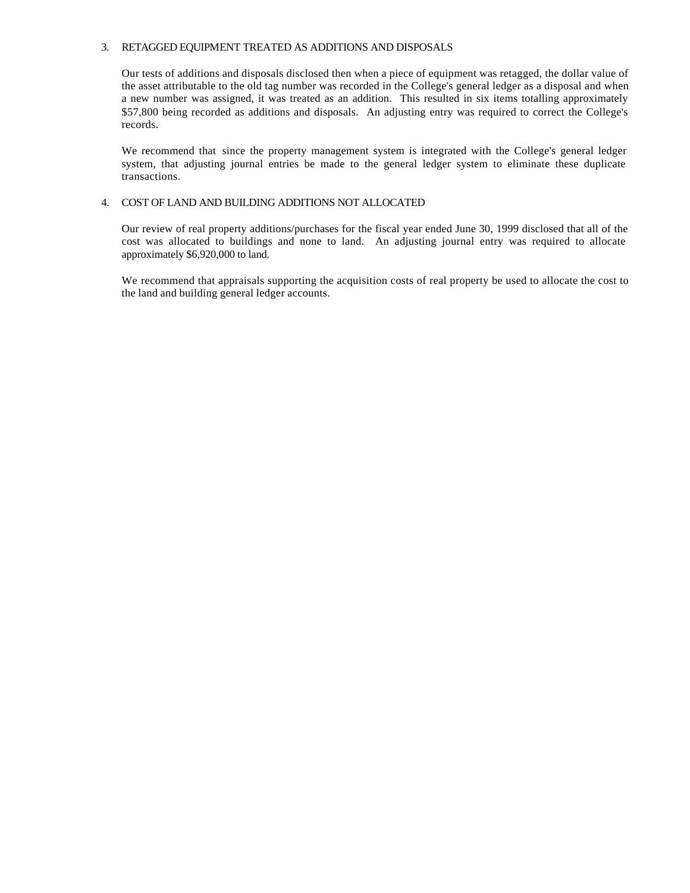3. RETAGGED EQUIPMENT TREATED AS ADDITIONS AND DISPOSALS

Our tests of additions and disposals disclosed then when a piece of equipment was retagged, the dollar value of the asset attributable to the old tag number was recorded in the College's general ledger as a disposal and when a new number was assigned, it was treated as an addition. This resulted in six items totalling approximately $57,800 being recorded as additions and disposals. An adjusting entry was required to correct the College's records.

We recommend that since the property management system is integrated with the College's general ledger system, that adjusting journal entries be made to the general ledger system to eliminate these duplicate transactions.

4. COST OF LAND AND BUILDING ADDITIONS NOT ALLOCATED

Our review of real property additions/purchases for the fiscal year ended June 30, 1999 disclosed that all of the cost was allocated to buildings and none to land. An adjusting journal entry was required to allocate approximately $6,920,000 to land.

We recommend that appraisals supporting the acquisition costs of real property be used to allocate the cost to the land and building general ledger accounts.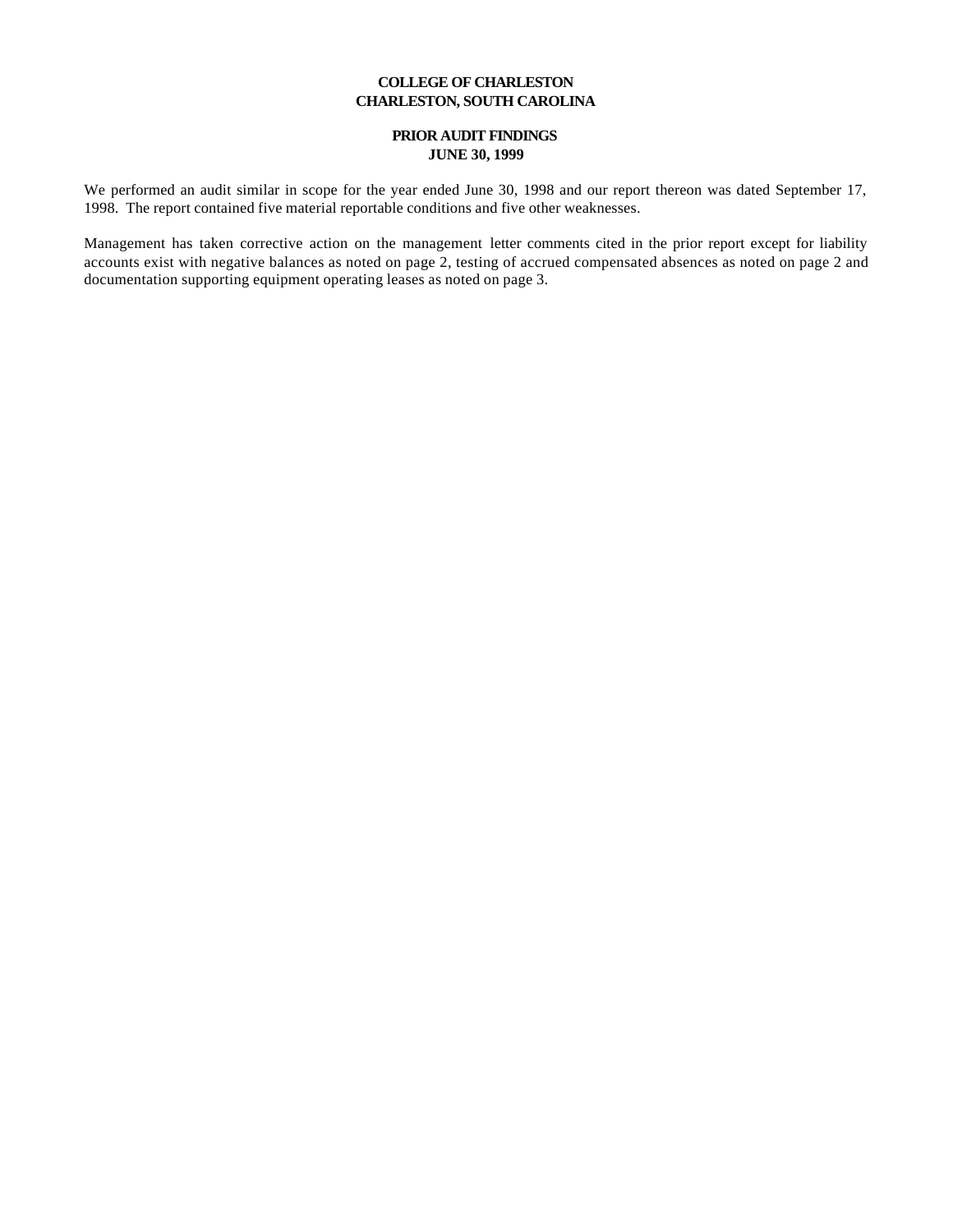**COLLEGE OF CHARLESTON**
**CHARLESTON, SOUTH CAROLINA**

**PRIOR AUDIT FINDINGS**
**JUNE 30, 1999**

We performed an audit similar in scope for the year ended June 30, 1998 and our report thereon was dated September 17, 1998. The report contained five material reportable conditions and five other weaknesses.

Management has taken corrective action on the management letter comments cited in the prior report except for liability accounts exist with negative balances as noted on page 2, testing of accrued compensated absences as noted on page 2 and documentation supporting equipment operating leases as noted on page 3.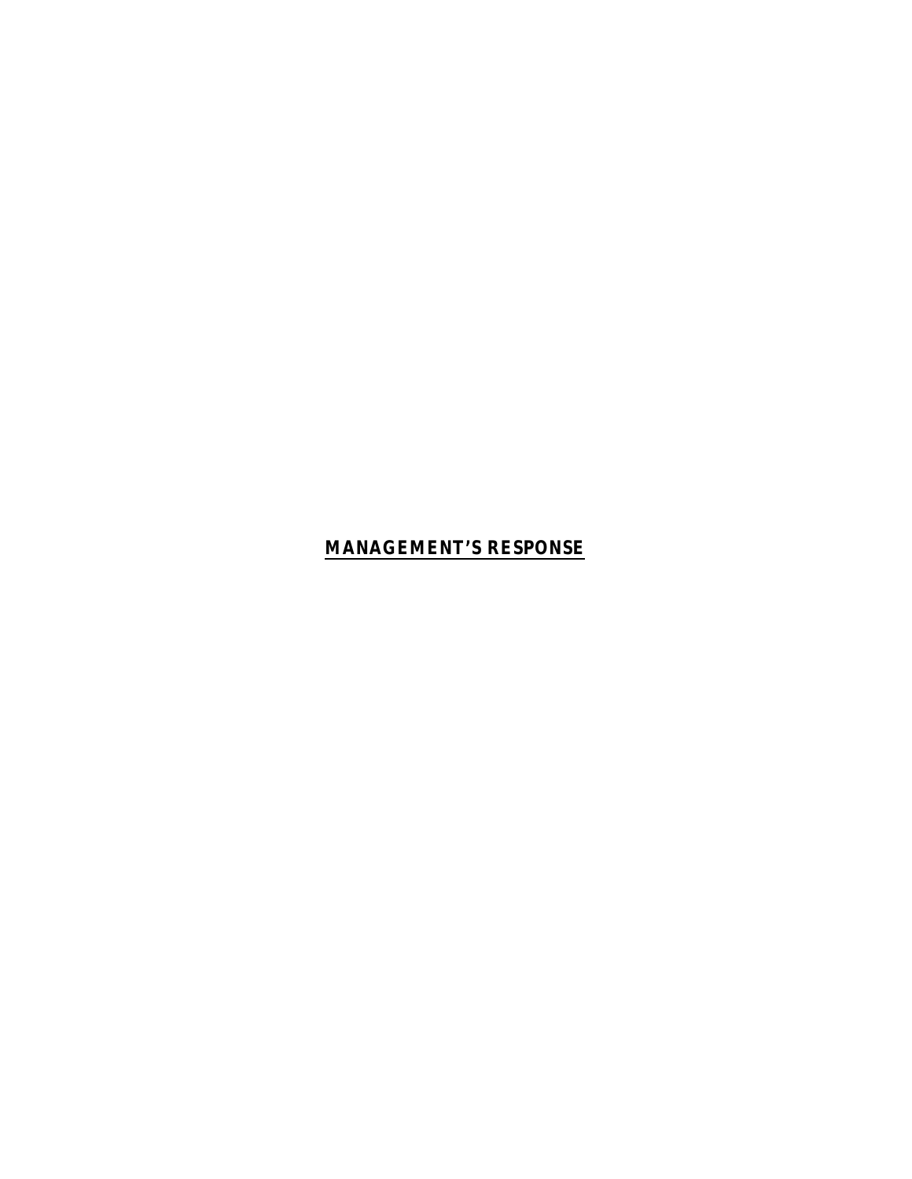# **MANAGEMENT'S RESPONSE**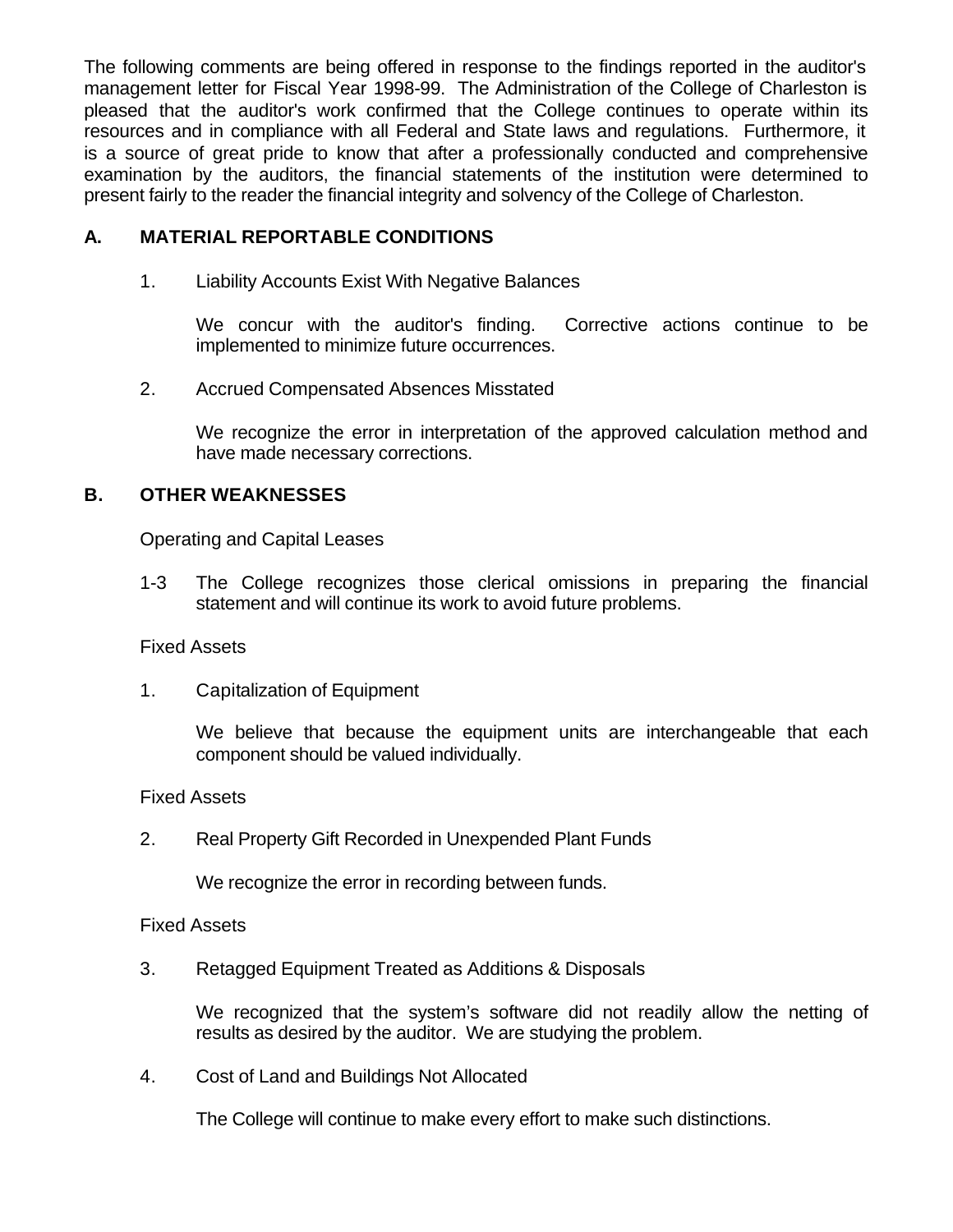The following comments are being offered in response to the findings reported in the auditor's management letter for Fiscal Year 1998-99. The Administration of the College of Charleston is pleased that the auditor's work confirmed that the College continues to operate within its resources and in compliance with all Federal and State laws and regulations. Furthermore, it is a source of great pride to know that after a professionally conducted and comprehensive examination by the auditors, the financial statements of the institution were determined to present fairly to the reader the financial integrity and solvency of the College of Charleston.

## A. MATERIAL REPORTABLE CONDITIONS

1. Liability Accounts Exist With Negative Balances

   We concur with the auditor's finding. Corrective actions continue to be implemented to minimize future occurrences.

2. Accrued Compensated Absences Misstated

   We recognize the error in interpretation of the approved calculation method and have made necessary corrections.

## B. OTHER WEAKNESSES

Operating and Capital Leases

1-3 The College recognizes those clerical omissions in preparing the financial statement and will continue its work to avoid future problems.

Fixed Assets

1. Capitalization of Equipment

   We believe that because the equipment units are interchangeable that each component should be valued individually.

Fixed Assets

2. Real Property Gift Recorded in Unexpended Plant Funds

   We recognize the error in recording between funds.

Fixed Assets

3. Retagged Equipment Treated as Additions & Disposals

   We recognized that the system's software did not readily allow the netting of results as desired by the auditor. We are studying the problem.

4. Cost of Land and Buildings Not Allocated

   The College will continue to make every effort to make such distinctions.